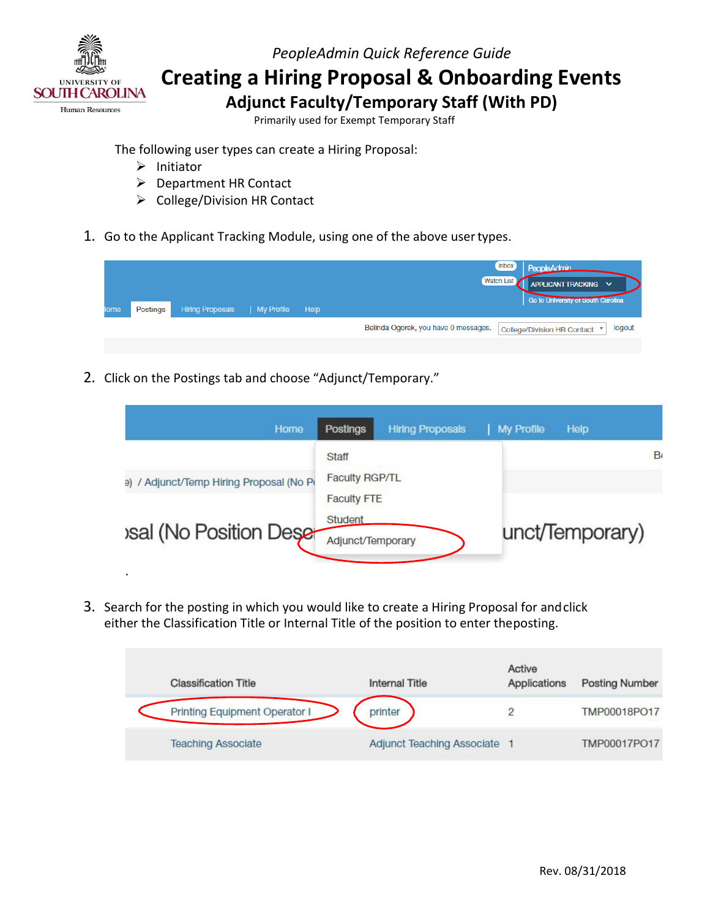*PeopleAdmin Quick Reference Guide*

# Creating a Hiring Proposal & Onboarding Events

## Adjunct Faculty/Temporary Staff (With PD)

Primarily used for Exempt Temporary Staff

The following user types can create a Hiring Proposal:

- Initiator
- Department HR Contact
- College/Division HR Contact

1. Go to the Applicant Tracking Module, using one of the above user types.

2. Click on the Postings tab and choose "Adjunct/Temporary."

3. Search for the posting in which you would like to create a Hiring Proposal for and click either the Classification Title or Internal Title of the position to enter the posting.

| Classification Title | Internal Title | Active Applications | Posting Number |
|---|---|---|---|
| Printing Equipment Operator I | printer | 2 | TMP00018PO17 |
| Teaching Associate | Adjunct Teaching Associate | 1 | TMP00017PO17 |

Rev. 08/31/2018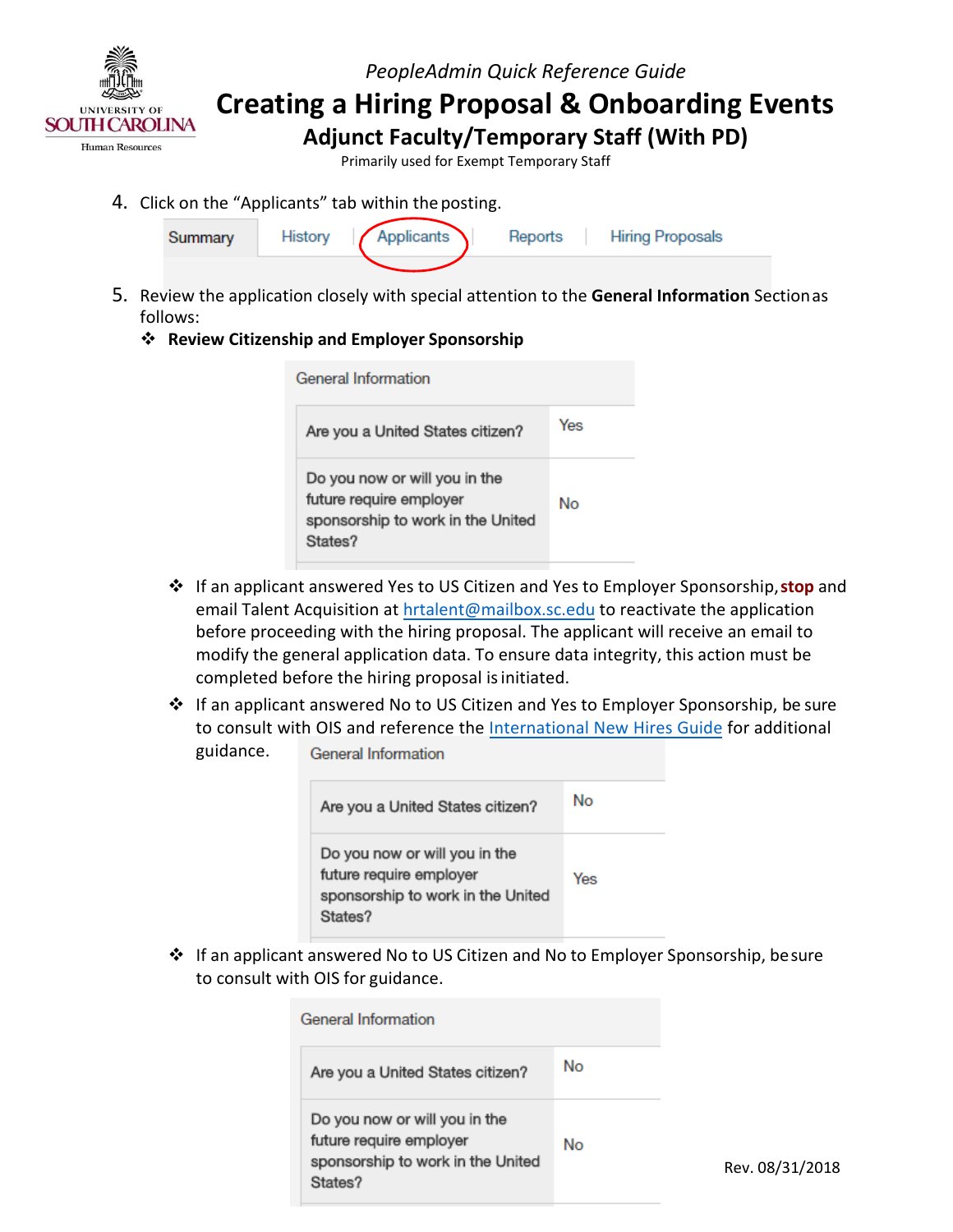*PeopleAdmin Quick Reference Guide*

# Creating a Hiring Proposal & Onboarding Events

## Adjunct Faculty/Temporary Staff (With PD)

Primarily used for Exempt Temporary Staff

4. Click on the “Applicants” tab within the posting.

| Summary | History | Applicants | Reports | Hiring Proposals |
|---|---|---|---|---|

5. Review the application closely with special attention to the **General Information** Section as follows:

❖ **Review Citizenship and Employer Sponsorship**

| General Information | |
|---|---|
| Are you a United States citizen? | Yes |
| Do you now or will you in the future require employer sponsorship to work in the United States? | No |

- ❖ If an applicant answered Yes to US Citizen and Yes to Employer Sponsorship, **stop** and email Talent Acquisition at [hrtalent@mailbox.sc.edu](mailto:hrtalent@mailbox.sc.edu) to reactivate the application before proceeding with the hiring proposal. The applicant will receive an email to modify the general application data. To ensure data integrity, this action must be completed before the hiring proposal is initiated.
- ❖ If an applicant answered No to US Citizen and Yes to Employer Sponsorship, be sure to consult with OIS and reference the International New Hires Guide for additional guidance.

| General Information | |
|---|---|
| Are you a United States citizen? | No |
| Do you now or will you in the future require employer sponsorship to work in the United States? | Yes |

- ❖ If an applicant answered No to US Citizen and No to Employer Sponsorship, be sure to consult with OIS for guidance.

| General Information | |
|---|---|
| Are you a United States citizen? | No |
| Do you now or will you in the future require employer sponsorship to work in the United States? | No |

Rev. 08/31/2018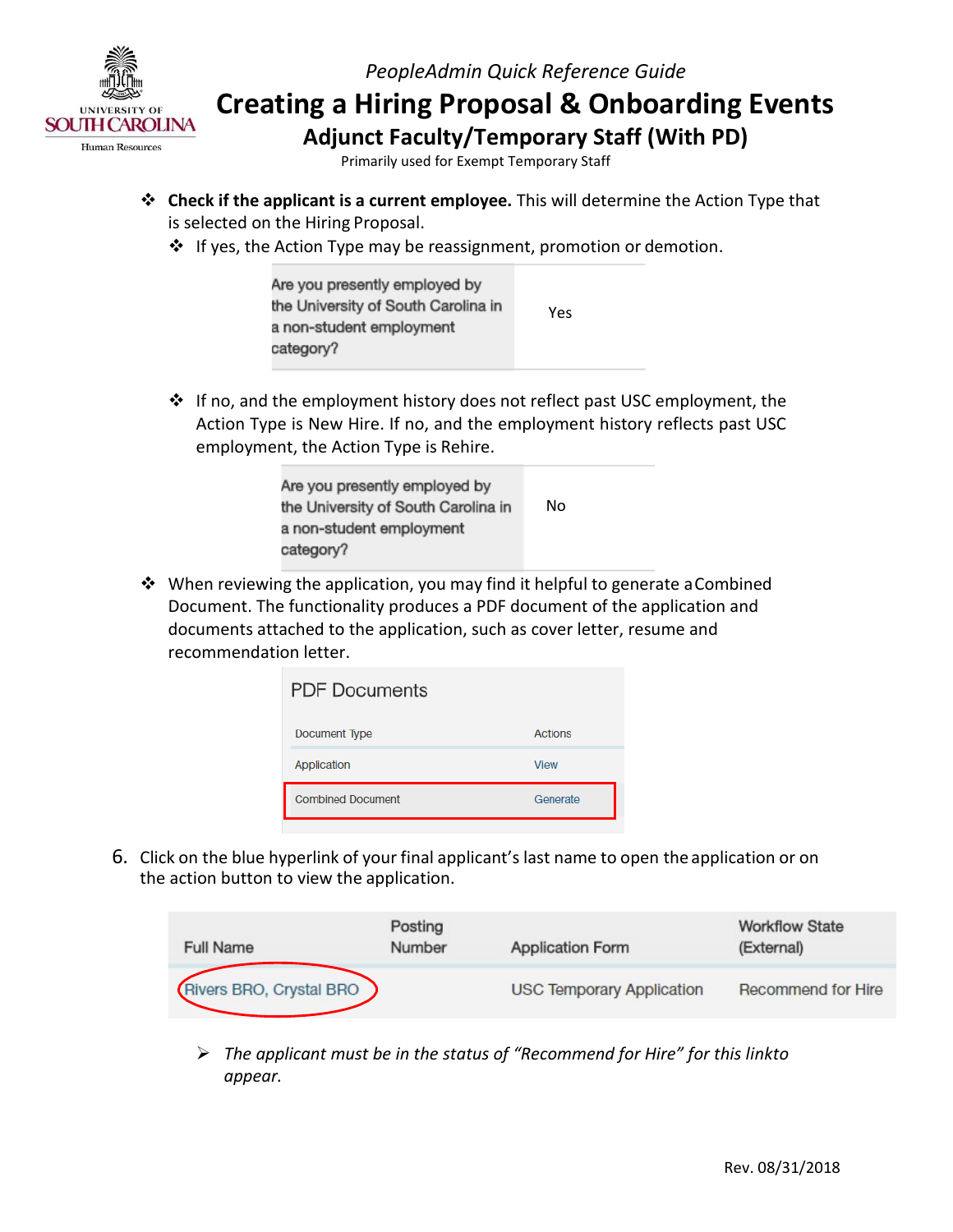*PeopleAdmin Quick Reference Guide*

# Creating a Hiring Proposal & Onboarding Events

## Adjunct Faculty/Temporary Staff (With PD)

Primarily used for Exempt Temporary Staff

- **Check if the applicant is a current employee.** This will determine the Action Type that is selected on the Hiring Proposal.
  - If yes, the Action Type may be reassignment, promotion or demotion.

| Are you presently employed by the University of South Carolina in a non-student employment category? | Yes |
|---|---|

  - If no, and the employment history does not reflect past USC employment, the Action Type is New Hire. If no, and the employment history reflects past USC employment, the Action Type is Rehire.

| Are you presently employed by the University of South Carolina in a non-student employment category? | No |
|---|---|

- When reviewing the application, you may find it helpful to generate a Combined Document. The functionality produces a PDF document of the application and documents attached to the application, such as cover letter, resume and recommendation letter.

**PDF Documents**

| Document Type | Actions |
|---|---|
| Application | View |
| Combined Document | Generate |

6. Click on the blue hyperlink of your final applicant's last name to open the application or on the action button to view the application.

| Full Name | Posting Number | Application Form | Workflow State (External) |
|---|---|---|---|
| Rivers BRO, Crystal BRO | | USC Temporary Application | Recommend for Hire |

  - *The applicant must be in the status of "Recommend for Hire" for this link to appear.*

Rev. 08/31/2018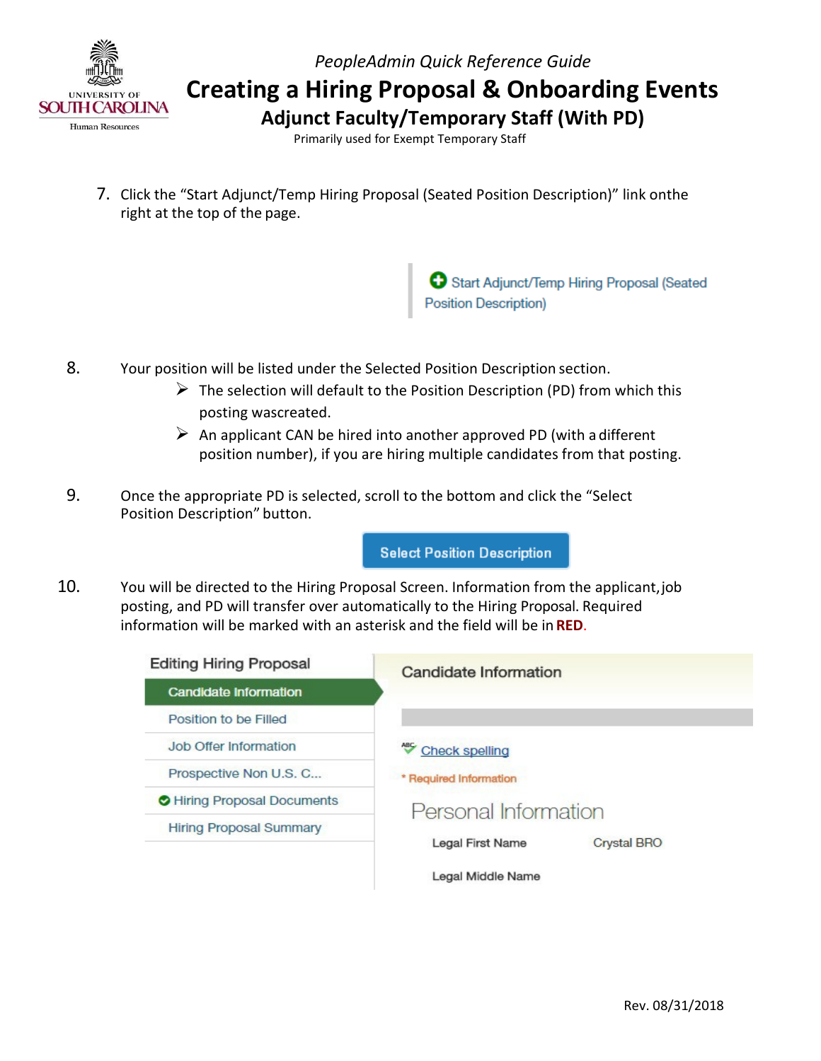*PeopleAdmin Quick Reference Guide*

# Creating a Hiring Proposal & Onboarding Events

## Adjunct Faculty/Temporary Staff (With PD)

Primarily used for Exempt Temporary Staff

7. Click the "Start Adjunct/Temp Hiring Proposal (Seated Position Description)" link onthe right at the top of the page.

   Start Adjunct/Temp Hiring Proposal (Seated Position Description)

8. Your position will be listed under the Selected Position Description section.
   - The selection will default to the Position Description (PD) from which this posting wascreated.
   - An applicant CAN be hired into another approved PD (with a different position number), if you are hiring multiple candidates from that posting.

9. Once the appropriate PD is selected, scroll to the bottom and click the "Select Position Description" button.

   Select Position Description

10. You will be directed to the Hiring Proposal Screen. Information from the applicant, job posting, and PD will transfer over automatically to the Hiring Proposal. Required information will be marked with an asterisk and the field will be in **RED**.

    Editing Hiring Proposal
    - Candidate Information
    - Position to be Filled
    - Job Offer Information
    - Prospective Non U.S. C...
    - Hiring Proposal Documents
    - Hiring Proposal Summary

    Candidate Information

    Check spelling

    \* Required Information

    Personal Information

    Legal First Name Crystal BRO

    Legal Middle Name

Rev. 08/31/2018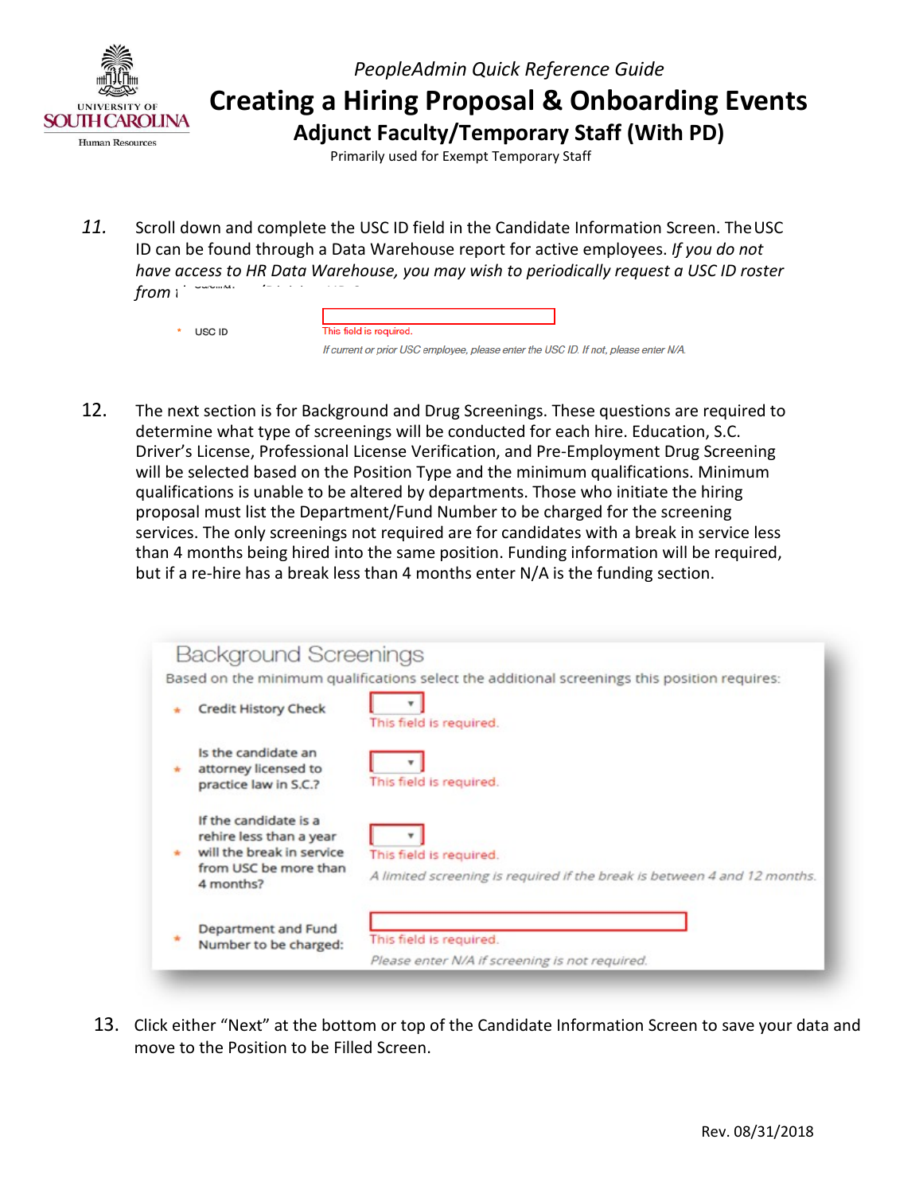PeopleAdmin Quick Reference Guide

# Creating a Hiring Proposal & Onboarding Events

## Adjunct Faculty/Temporary Staff (With PD)

Primarily used for Exempt Temporary Staff

11. Scroll down and complete the USC ID field in the Candidate Information Screen. The USC ID can be found through a Data Warehouse report for active employees. *If you do not have access to HR Data Warehouse, you may wish to periodically request a USC ID roster from i*

   \* USC ID

   This field is required.

   *If current or prior USC employee, please enter the USC ID. If not, please enter N/A.*

12. The next section is for Background and Drug Screenings. These questions are required to determine what type of screenings will be conducted for each hire. Education, S.C. Driver's License, Professional License Verification, and Pre-Employment Drug Screening will be selected based on the Position Type and the minimum qualifications. Minimum qualifications is unable to be altered by departments. Those who initiate the hiring proposal must list the Department/Fund Number to be charged for the screening services. The only screenings not required are for candidates with a break in service less than 4 months being hired into the same position. Funding information will be required, but if a re-hire has a break less than 4 months enter N/A is the funding section.

   Background Screenings

   Based on the minimum qualifications select the additional screenings this position requires:

   \* Credit History Check — This field is required.

   \* Is the candidate an attorney licensed to practice law in S.C.? — This field is required.

   \* If the candidate is a rehire less than a year will the break in service from USC be more than 4 months? — This field is required. *A limited screening is required if the break is between 4 and 12 months.*

   \* Department and Fund Number to be charged: — This field is required. *Please enter N/A if screening is not required.*

13. Click either "Next" at the bottom or top of the Candidate Information Screen to save your data and move to the Position to be Filled Screen.

Rev. 08/31/2018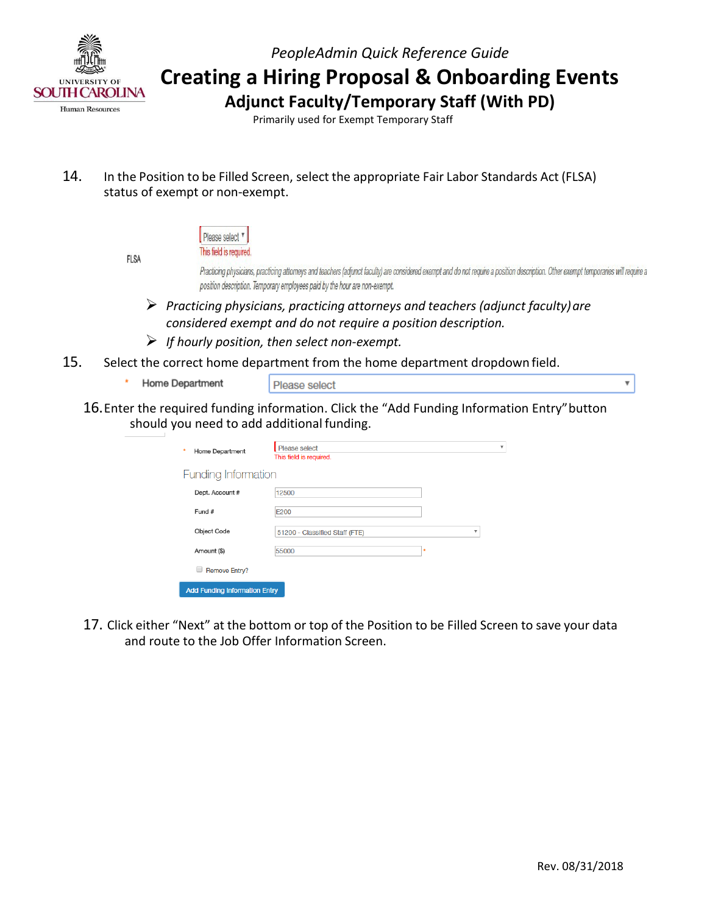PeopleAdmin Quick Reference Guide

# Creating a Hiring Proposal & Onboarding Events

## Adjunct Faculty/Temporary Staff (With PD)

Primarily used for Exempt Temporary Staff

14. In the Position to be Filled Screen, select the appropriate Fair Labor Standards Act (FLSA) status of exempt or non-exempt.

FLSA — Please select
This field is required.
Practicing physicians, practicing attorneys and teachers (adjunct faculty) are considered exempt and do not require a position description. Other exempt temporaries will require a position description. Temporary employees paid by the hour are non-exempt.

- *Practicing physicians, practicing attorneys and teachers (adjunct faculty) are considered exempt and do not require a position description.*
- *If hourly position, then select non-exempt.*

15. Select the correct home department from the home department dropdown field.

\* Home Department — Please select

16. Enter the required funding information. Click the "Add Funding Information Entry" button should you need to add additional funding.

\* Home Department — Please select
This field is required.

Funding Information

| Field | Value |
|---|---|
| Dept. Account # | 12500 |
| Fund # | E200 |
| Object Code | 51200 - Classified Staff (FTE) |
| Amount ($) | 55000 |

Remove Entry?

Add Funding Information Entry

17. Click either "Next" at the bottom or top of the Position to be Filled Screen to save your data and route to the Job Offer Information Screen.

Rev. 08/31/2018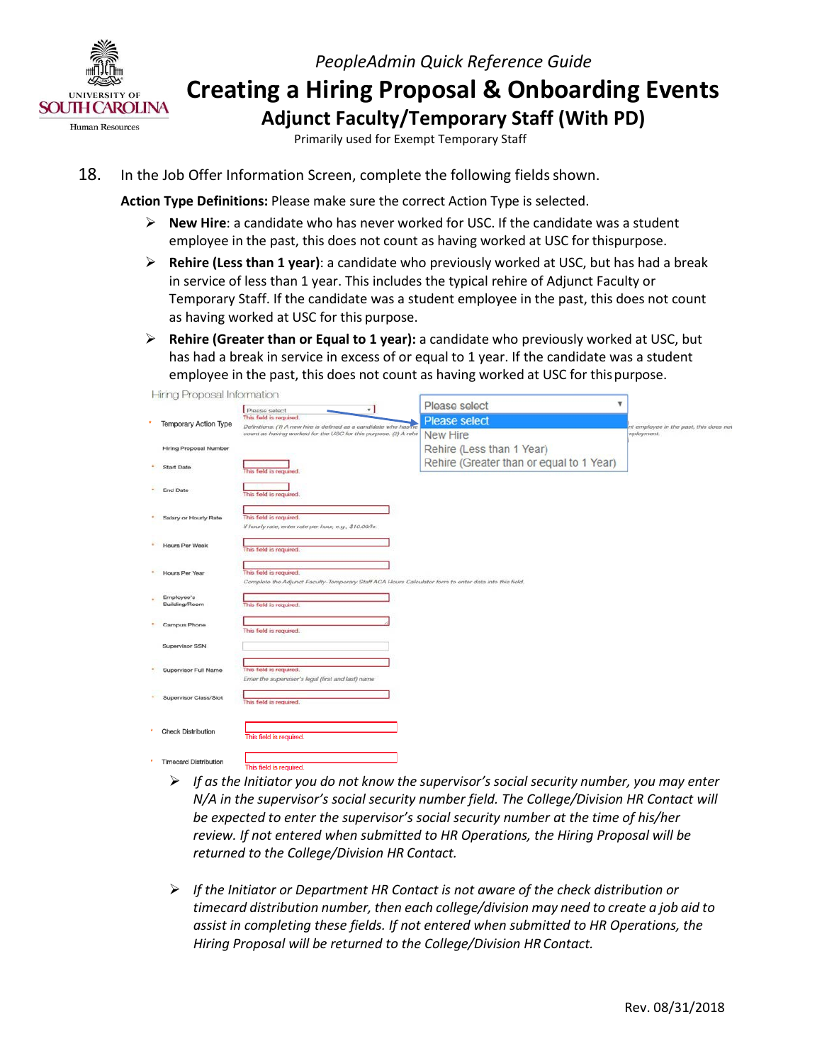PeopleAdmin Quick Reference Guide

# Creating a Hiring Proposal & Onboarding Events

## Adjunct Faculty/Temporary Staff (With PD)

Primarily used for Exempt Temporary Staff

18. In the Job Offer Information Screen, complete the following fields shown.

**Action Type Definitions:** Please make sure the correct Action Type is selected.

- **New Hire**: a candidate who has never worked for USC. If the candidate was a student employee in the past, this does not count as having worked at USC for this purpose.
- **Rehire (Less than 1 year)**: a candidate who previously worked at USC, but has had a break in service of less than 1 year. This includes the typical rehire of Adjunct Faculty or Temporary Staff. If the candidate was a student employee in the past, this does not count as having worked at USC for this purpose.
- **Rehire (Greater than or Equal to 1 year):** a candidate who previously worked at USC, but has had a break in service in excess of or equal to 1 year. If the candidate was a student employee in the past, this does not count as having worked at USC for this purpose.

Hiring Proposal Information

| Field | Entry |
|---|---|
| * Temporary Action Type | Please select (Please select / New Hire / Rehire (Less than 1 Year) / Rehire (Greater than or equal to 1 Year)) — This field is required. |
| Hiring Proposal Number | |
| * Start Date | This field is required. |
| * End Date | This field is required. |
| * Salary or Hourly Rate | This field is required. *If hourly rate, enter rate per hour, e.g., $10.00/hr.* |
| * Hours Per Week | This field is required. |
| * Hours Per Year | This field is required. *Complete the Adjunct Faculty-Temporary Staff ACA Hours Calculator form to enter data into this field.* |
| * Employee's Building/Room | This field is required. |
| * Campus Phone | This field is required. |
| Supervisor SSN | |
| * Supervisor Full Name | This field is required. *Enter the supervisor's legal (first and last) name* |
| * Supervisor Class/Slot | This field is required. |
| * Check Distribution | This field is required. |
| * Timecard Distribution | This field is required. |

- *If as the Initiator you do not know the supervisor's social security number, you may enter N/A in the supervisor's social security number field. The College/Division HR Contact will be expected to enter the supervisor's social security number at the time of his/her review. If not entered when submitted to HR Operations, the Hiring Proposal will be returned to the College/Division HR Contact.*

- *If the Initiator or Department HR Contact is not aware of the check distribution or timecard distribution number, then each college/division may need to create a job aid to assist in completing these fields. If not entered when submitted to HR Operations, the Hiring Proposal will be returned to the College/Division HR Contact.*

Rev. 08/31/2018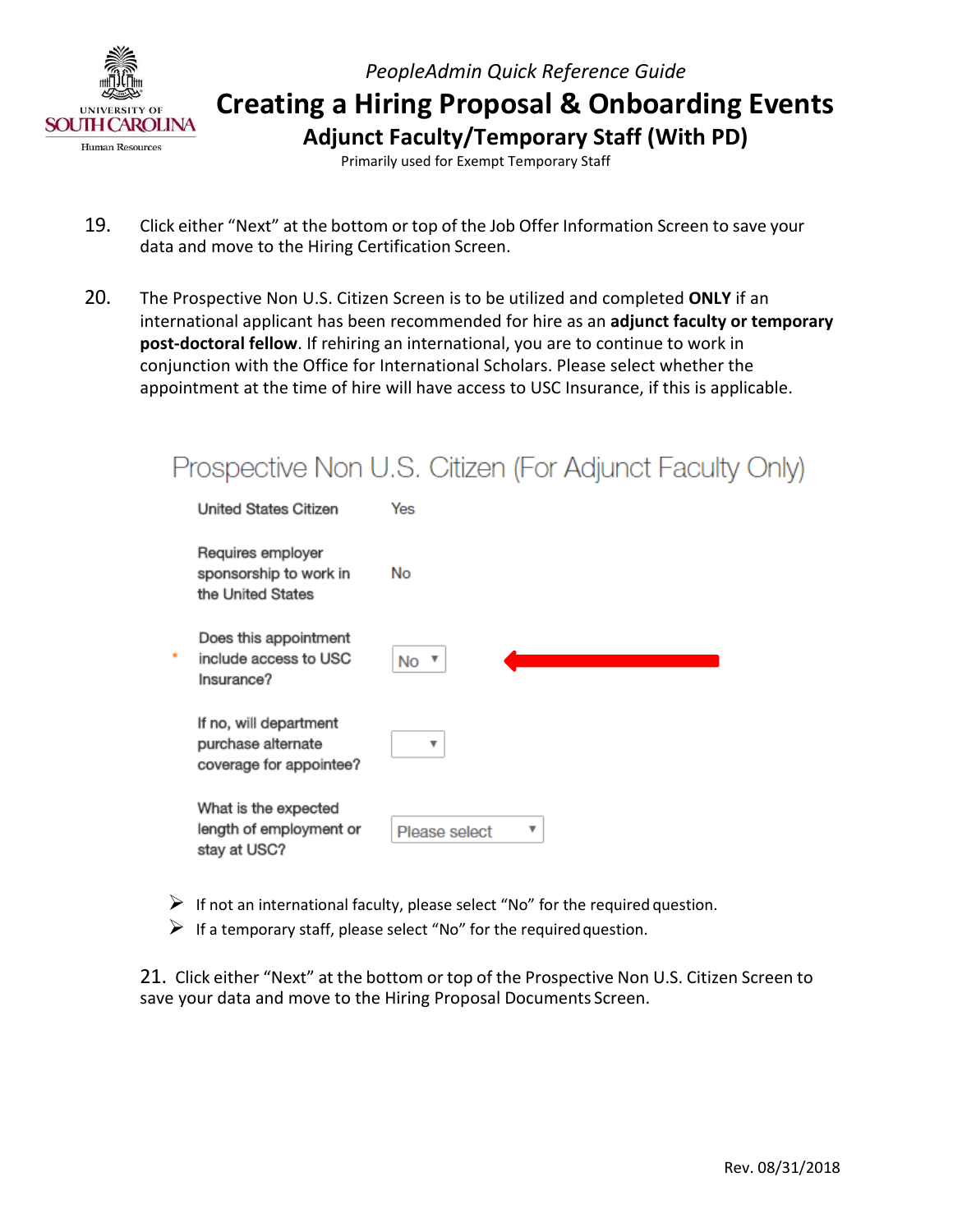19. Click either "Next" at the bottom or top of the Job Offer Information Screen to save your data and move to the Hiring Certification Screen.

20. The Prospective Non U.S. Citizen Screen is to be utilized and completed **ONLY** if an international applicant has been recommended for hire as an **adjunct faculty or temporary post-doctoral fellow**. If rehiring an international, you are to continue to work in conjunction with the Office for International Scholars. Please select whether the appointment at the time of hire will have access to USC Insurance, if this is applicable.

## Prospective Non U.S. Citizen (For Adjunct Faculty Only)

| | |
|---|---|
| United States Citizen | Yes |
| Requires employer sponsorship to work in the United States | No |
| * Does this appointment include access to USC Insurance? | No |
| If no, will department purchase alternate coverage for appointee? | |
| What is the expected length of employment or stay at USC? | Please select |

- If not an international faculty, please select "No" for the required question.
- If a temporary staff, please select "No" for the required question.

21. Click either "Next" at the bottom or top of the Prospective Non U.S. Citizen Screen to save your data and move to the Hiring Proposal Documents Screen.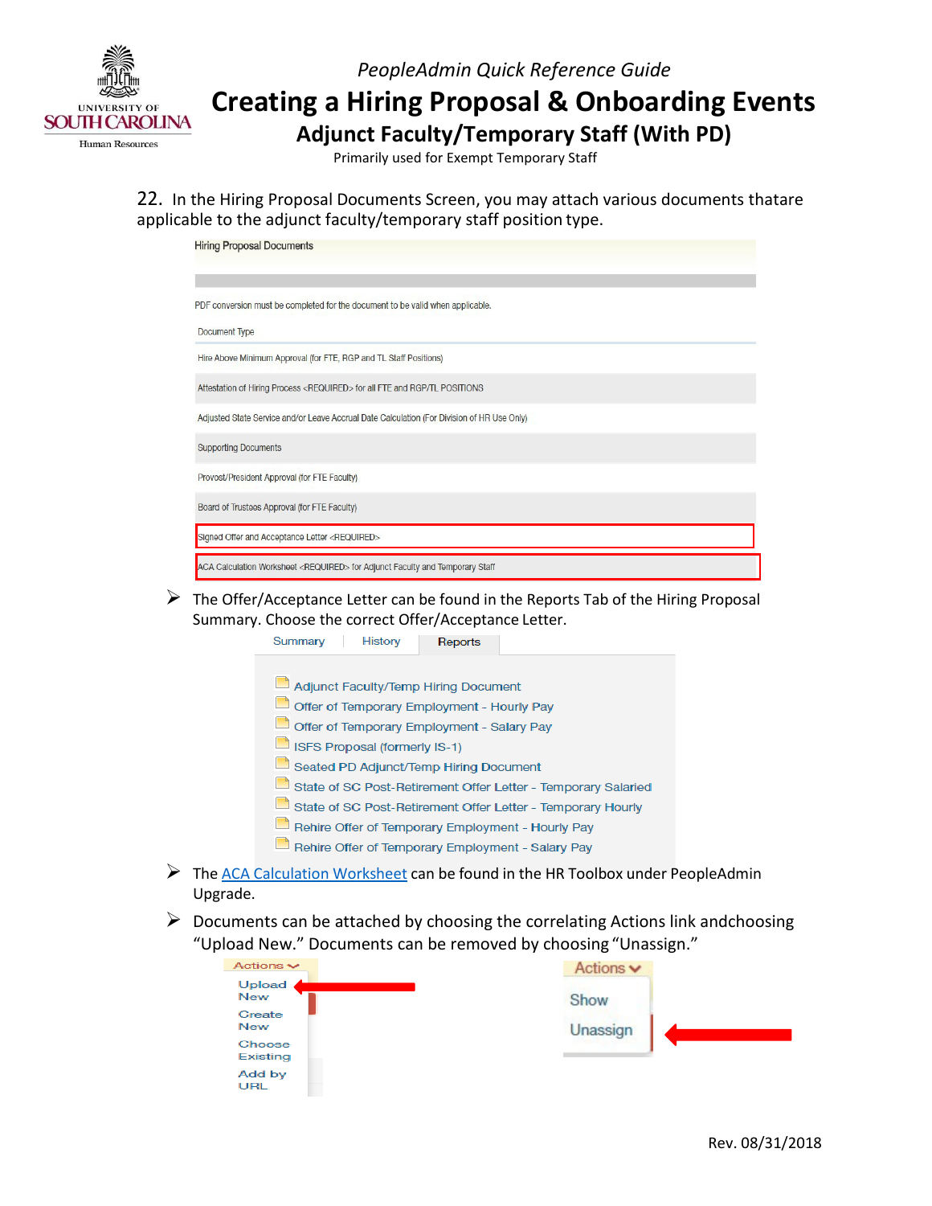*PeopleAdmin Quick Reference Guide*

# Creating a Hiring Proposal & Onboarding Events

## Adjunct Faculty/Temporary Staff (With PD)

Primarily used for Exempt Temporary Staff

22. In the Hiring Proposal Documents Screen, you may attach various documents thatare applicable to the adjunct faculty/temporary staff position type.

Hiring Proposal Documents

PDF conversion must be completed for the document to be valid when applicable.

| Document Type |
|---|
| Hire Above Minimum Approval (for FTE, RGP and TL Staff Positions) |
| Attestation of Hiring Process <REQUIRED> for all FTE and RGP/TL POSITIONS |
| Adjusted State Service and/or Leave Accrual Date Calculation (For Division of HR Use Only) |
| Supporting Documents |
| Provost/President Approval (for FTE Faculty) |
| Board of Trustees Approval (for FTE Faculty) |
| Signed Offer and Acceptance Letter <REQUIRED> |
| ACA Calculation Worksheet <REQUIRED> for Adjunct Faculty and Temporary Staff |

- The Offer/Acceptance Letter can be found in the Reports Tab of the Hiring Proposal Summary. Choose the correct Offer/Acceptance Letter.

Summary | History | Reports

- Adjunct Faculty/Temp Hiring Document
- Offer of Temporary Employment - Hourly Pay
- Offer of Temporary Employment - Salary Pay
- ISFS Proposal (formerly IS-1)
- Seated PD Adjunct/Temp Hiring Document
- State of SC Post-Retirement Offer Letter - Temporary Salaried
- State of SC Post-Retirement Offer Letter - Temporary Hourly
- Rehire Offer of Temporary Employment - Hourly Pay
- Rehire Offer of Temporary Employment - Salary Pay

- The ACA Calculation Worksheet can be found in the HR Toolbox under PeopleAdmin Upgrade.
- Documents can be attached by choosing the correlating Actions link andchoosing "Upload New." Documents can be removed by choosing "Unassign."

Actions: Upload New, Create New, Choose Existing, Add by URL

Actions: Show, Unassign

Rev. 08/31/2018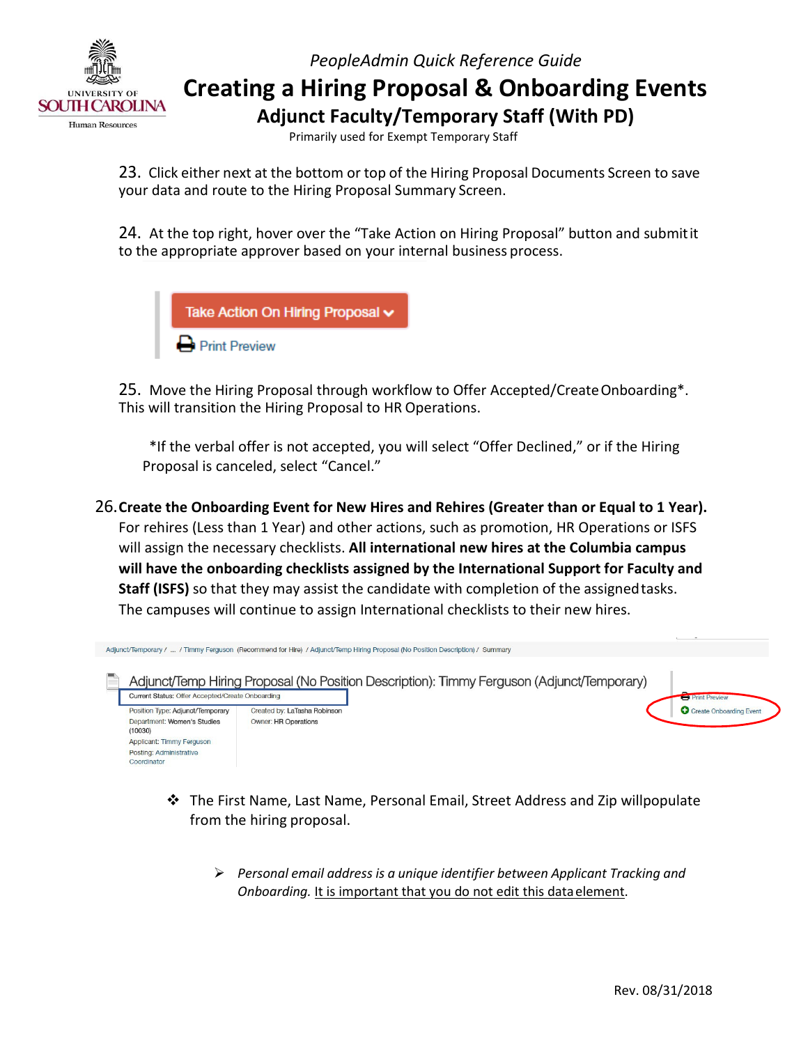23. Click either next at the bottom or top of the Hiring Proposal Documents Screen to save your data and route to the Hiring Proposal Summary Screen.

24. At the top right, hover over the “Take Action on Hiring Proposal” button and submit it to the appropriate approver based on your internal business process.

Take Action On Hiring Proposal

Print Preview

25. Move the Hiring Proposal through workflow to Offer Accepted/Create Onboarding*. This will transition the Hiring Proposal to HR Operations.

*If the verbal offer is not accepted, you will select “Offer Declined,” or if the Hiring Proposal is canceled, select “Cancel.”

26. **Create the Onboarding Event for New Hires and Rehires (Greater than or Equal to 1 Year).** For rehires (Less than 1 Year) and other actions, such as promotion, HR Operations or ISFS will assign the necessary checklists. **All international new hires at the Columbia campus will have the onboarding checklists assigned by the International Support for Faculty and Staff (ISFS)** so that they may assist the candidate with completion of the assigned tasks. The campuses will continue to assign International checklists to their new hires.

Adjunct/Temporary / ... / Timmy Ferguson (Recommend for Hire) / Adjunct/Temp Hiring Proposal (No Position Description) / Summary

Adjunct/Temp Hiring Proposal (No Position Description): Timmy Ferguson (Adjunct/Temporary)

Current Status: Offer Accepted/Create Onboarding

Position Type: Adjunct/Temporary
Department: Women's Studies (10030)
Applicant: Timmy Ferguson
Posting: Administrative Coordinator

Created by: LaTasha Robinson
Owner: HR Operations

Print Preview
Create Onboarding Event

- The First Name, Last Name, Personal Email, Street Address and Zip will populate from the hiring proposal.

  - *Personal email address is a unique identifier between Applicant Tracking and Onboarding.* It is important that you do not edit this data element.

Rev. 08/31/2018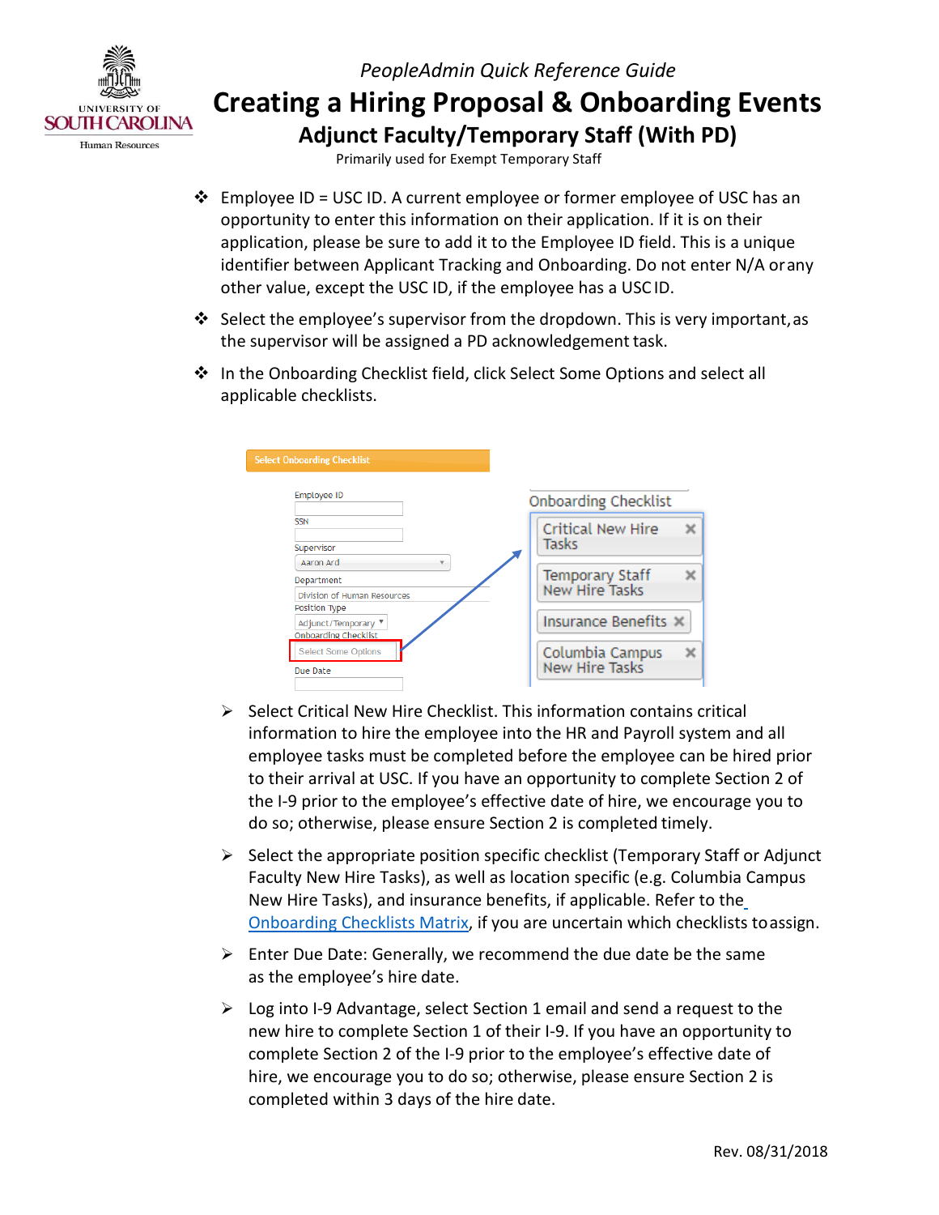*PeopleAdmin Quick Reference Guide*

# Creating a Hiring Proposal & Onboarding Events

## Adjunct Faculty/Temporary Staff (With PD)

Primarily used for Exempt Temporary Staff

- Employee ID = USC ID. A current employee or former employee of USC has an opportunity to enter this information on their application. If it is on their application, please be sure to add it to the Employee ID field. This is a unique identifier between Applicant Tracking and Onboarding. Do not enter N/A or any other value, except the USC ID, if the employee has a USC ID.
- Select the employee's supervisor from the dropdown. This is very important, as the supervisor will be assigned a PD acknowledgement task.
- In the Onboarding Checklist field, click Select Some Options and select all applicable checklists.

Select Onboarding Checklist

Employee ID

SSN

Supervisor: Aaron Ard

Department: Division of Human Resources

Position Type: Adjunct/Temporary

Onboarding Checklist: Select Some Options

Due Date

Onboarding Checklist

- Critical New Hire Tasks
- Temporary Staff New Hire Tasks
- Insurance Benefits
- Columbia Campus New Hire Tasks

- Select Critical New Hire Checklist. This information contains critical information to hire the employee into the HR and Payroll system and all employee tasks must be completed before the employee can be hired prior to their arrival at USC. If you have an opportunity to complete Section 2 of the I-9 prior to the employee's effective date of hire, we encourage you to do so; otherwise, please ensure Section 2 is completed timely.
- Select the appropriate position specific checklist (Temporary Staff or Adjunct Faculty New Hire Tasks), as well as location specific (e.g. Columbia Campus New Hire Tasks), and insurance benefits, if applicable. Refer to the Onboarding Checklists Matrix, if you are uncertain which checklists to assign.
- Enter Due Date: Generally, we recommend the due date be the same as the employee's hire date.
- Log into I-9 Advantage, select Section 1 email and send a request to the new hire to complete Section 1 of their I-9. If you have an opportunity to complete Section 2 of the I-9 prior to the employee's effective date of hire, we encourage you to do so; otherwise, please ensure Section 2 is completed within 3 days of the hire date.

Rev. 08/31/2018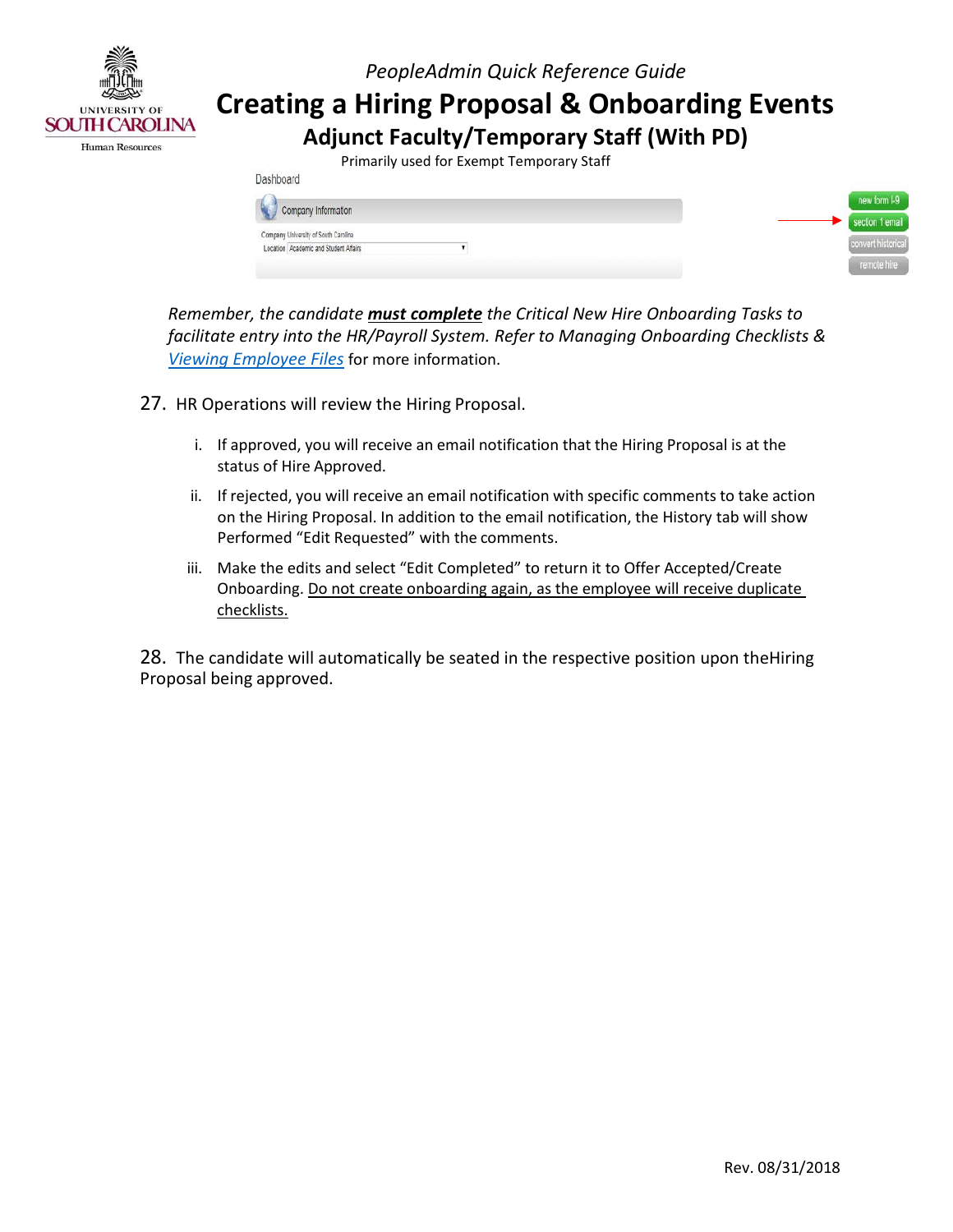Remember, the candidate ***must complete*** the Critical New Hire Onboarding Tasks to facilitate entry into the HR/Payroll System. Refer to Managing Onboarding Checklists & *Viewing Employee Files* for more information.

27. HR Operations will review the Hiring Proposal.

    i. If approved, you will receive an email notification that the Hiring Proposal is at the status of Hire Approved.

    ii. If rejected, you will receive an email notification with specific comments to take action on the Hiring Proposal. In addition to the email notification, the History tab will show Performed "Edit Requested" with the comments.

    iii. Make the edits and select "Edit Completed" to return it to Offer Accepted/Create Onboarding. Do not create onboarding again, as the employee will receive duplicate checklists.

28. The candidate will automatically be seated in the respective position upon theHiring Proposal being approved.